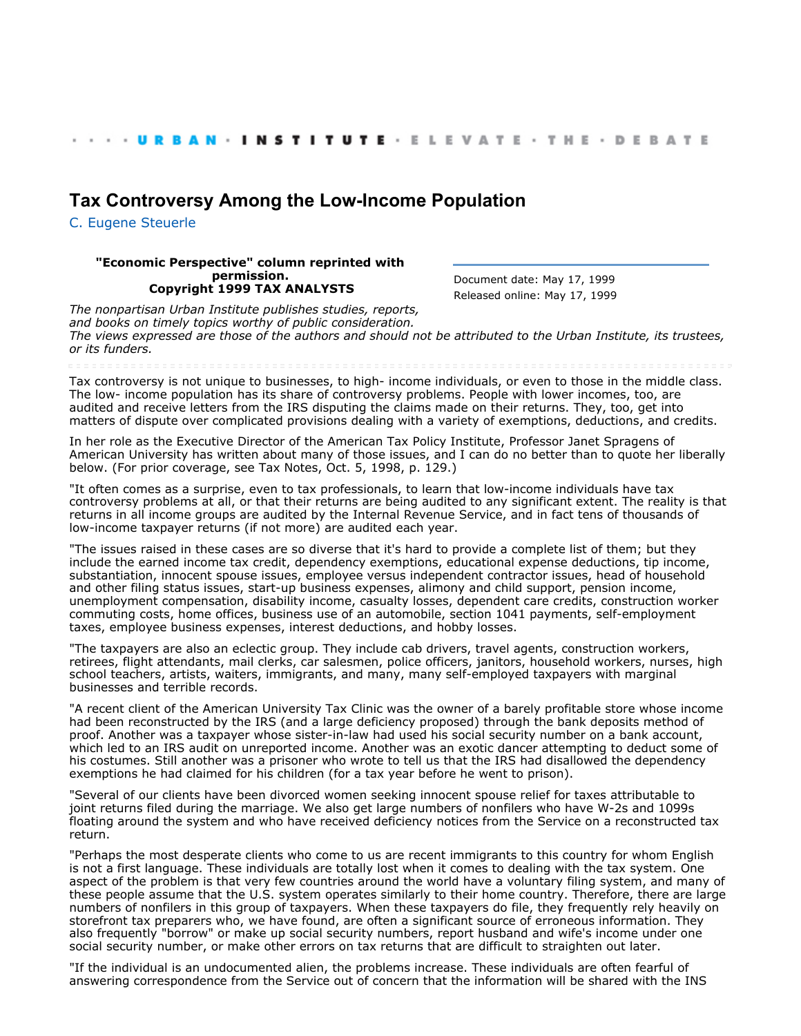· · · · URBAN · INSTITUTE · ELEVATE · THE · DEBATE

# Tax Controversy Among the Low-Income Population

C. Eugene Steuerle

**"Economic Perspective" column reprinted with permission.**
**Copyright 1999 TAX ANALYSTS**

Document date: May 17, 1999
Released online: May 17, 1999

*The nonpartisan Urban Institute publishes studies, reports, and books on timely topics worthy of public consideration. The views expressed are those of the authors and should not be attributed to the Urban Institute, its trustees, or its funders.*

Tax controversy is not unique to businesses, to high- income individuals, or even to those in the middle class. The low- income population has its share of controversy problems. People with lower incomes, too, are audited and receive letters from the IRS disputing the claims made on their returns. They, too, get into matters of dispute over complicated provisions dealing with a variety of exemptions, deductions, and credits.

In her role as the Executive Director of the American Tax Policy Institute, Professor Janet Spragens of American University has written about many of those issues, and I can do no better than to quote her liberally below. (For prior coverage, see Tax Notes, Oct. 5, 1998, p. 129.)

"It often comes as a surprise, even to tax professionals, to learn that low-income individuals have tax controversy problems at all, or that their returns are being audited to any significant extent. The reality is that returns in all income groups are audited by the Internal Revenue Service, and in fact tens of thousands of low-income taxpayer returns (if not more) are audited each year.

"The issues raised in these cases are so diverse that it's hard to provide a complete list of them; but they include the earned income tax credit, dependency exemptions, educational expense deductions, tip income, substantiation, innocent spouse issues, employee versus independent contractor issues, head of household and other filing status issues, start-up business expenses, alimony and child support, pension income, unemployment compensation, disability income, casualty losses, dependent care credits, construction worker commuting costs, home offices, business use of an automobile, section 1041 payments, self-employment taxes, employee business expenses, interest deductions, and hobby losses.

"The taxpayers are also an eclectic group. They include cab drivers, travel agents, construction workers, retirees, flight attendants, mail clerks, car salesmen, police officers, janitors, household workers, nurses, high school teachers, artists, waiters, immigrants, and many, many self-employed taxpayers with marginal businesses and terrible records.

"A recent client of the American University Tax Clinic was the owner of a barely profitable store whose income had been reconstructed by the IRS (and a large deficiency proposed) through the bank deposits method of proof. Another was a taxpayer whose sister-in-law had used his social security number on a bank account, which led to an IRS audit on unreported income. Another was an exotic dancer attempting to deduct some of his costumes. Still another was a prisoner who wrote to tell us that the IRS had disallowed the dependency exemptions he had claimed for his children (for a tax year before he went to prison).

"Several of our clients have been divorced women seeking innocent spouse relief for taxes attributable to joint returns filed during the marriage. We also get large numbers of nonfilers who have W-2s and 1099s floating around the system and who have received deficiency notices from the Service on a reconstructed tax return.

"Perhaps the most desperate clients who come to us are recent immigrants to this country for whom English is not a first language. These individuals are totally lost when it comes to dealing with the tax system. One aspect of the problem is that very few countries around the world have a voluntary filing system, and many of these people assume that the U.S. system operates similarly to their home country. Therefore, there are large numbers of nonfilers in this group of taxpayers. When these taxpayers do file, they frequently rely heavily on storefront tax preparers who, we have found, are often a significant source of erroneous information. They also frequently "borrow" or make up social security numbers, report husband and wife's income under one social security number, or make other errors on tax returns that are difficult to straighten out later.

"If the individual is an undocumented alien, the problems increase. These individuals are often fearful of answering correspondence from the Service out of concern that the information will be shared with the INS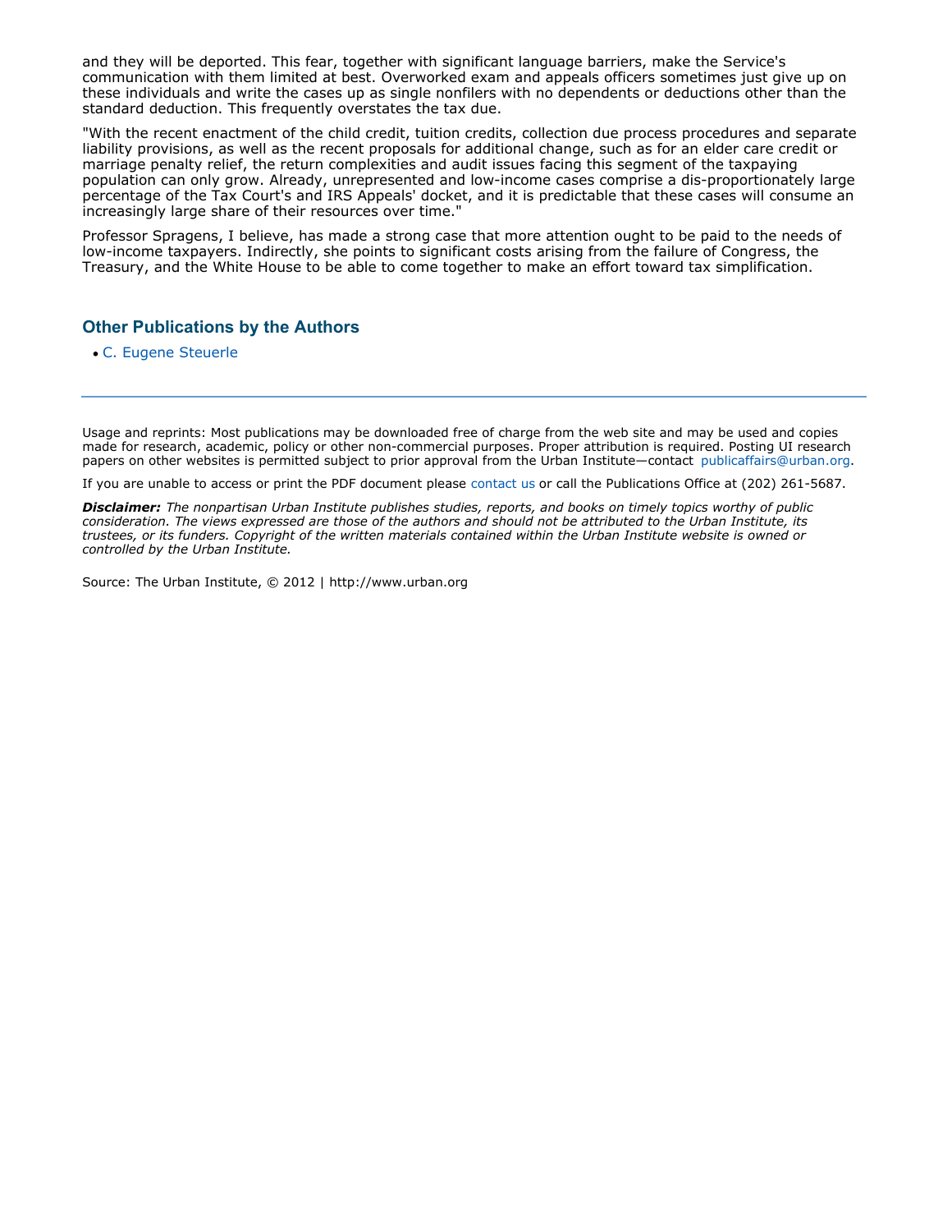and they will be deported. This fear, together with significant language barriers, make the Service's communication with them limited at best. Overworked exam and appeals officers sometimes just give up on these individuals and write the cases up as single nonfilers with no dependents or deductions other than the standard deduction. This frequently overstates the tax due.

"With the recent enactment of the child credit, tuition credits, collection due process procedures and separate liability provisions, as well as the recent proposals for additional change, such as for an elder care credit or marriage penalty relief, the return complexities and audit issues facing this segment of the taxpaying population can only grow. Already, unrepresented and low-income cases comprise a dis-proportionately large percentage of the Tax Court's and IRS Appeals' docket, and it is predictable that these cases will consume an increasingly large share of their resources over time."

Professor Spragens, I believe, has made a strong case that more attention ought to be paid to the needs of low-income taxpayers. Indirectly, she points to significant costs arising from the failure of Congress, the Treasury, and the White House to be able to come together to make an effort toward tax simplification.

## Other Publications by the Authors

- C. Eugene Steuerle

---

Usage and reprints: Most publications may be downloaded free of charge from the web site and may be used and copies made for research, academic, policy or other non-commercial purposes. Proper attribution is required. Posting UI research papers on other websites is permitted subject to prior approval from the Urban Institute—contact publicaffairs@urban.org.

If you are unable to access or print the PDF document please contact us or call the Publications Office at (202) 261-5687.

***Disclaimer:*** *The nonpartisan Urban Institute publishes studies, reports, and books on timely topics worthy of public consideration. The views expressed are those of the authors and should not be attributed to the Urban Institute, its trustees, or its funders. Copyright of the written materials contained within the Urban Institute website is owned or controlled by the Urban Institute.*

Source: The Urban Institute, © 2012 | http://www.urban.org